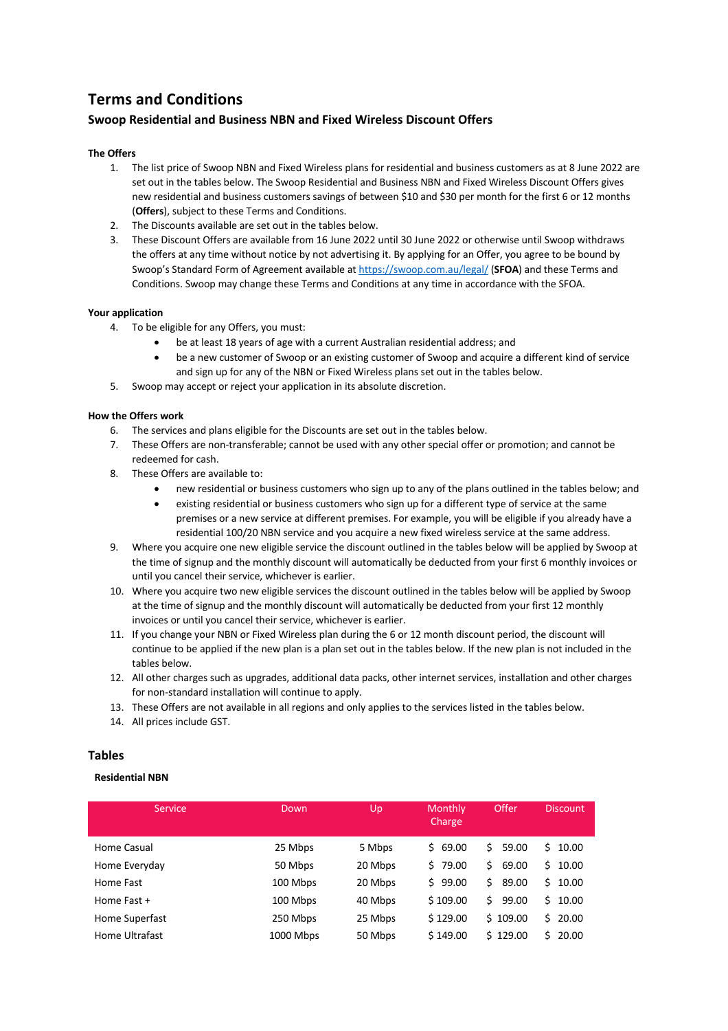# Terms and Conditions

## Swoop Residential and Business NBN and Fixed Wireless Discount Offers

### The Offers

1. The list price of Swoop NBN and Fixed Wireless plans for residential and business customers as at 8 June 2022 are set out in the tables below. The Swoop Residential and Business NBN and Fixed Wireless Discount Offers gives new residential and business customers savings of between $10 and $30 per month for the first 6 or 12 months (**Offers**), subject to these Terms and Conditions.
2. The Discounts available are set out in the tables below.
3. These Discount Offers are available from 16 June 2022 until 30 June 2022 or otherwise until Swoop withdraws the offers at any time without notice by not advertising it. By applying for an Offer, you agree to be bound by Swoop's Standard Form of Agreement available at https://swoop.com.au/legal/ (**SFOA**) and these Terms and Conditions. Swoop may change these Terms and Conditions at any time in accordance with the SFOA.

### Your application

4. To be eligible for any Offers, you must:
   - be at least 18 years of age with a current Australian residential address; and
   - be a new customer of Swoop or an existing customer of Swoop and acquire a different kind of service and sign up for any of the NBN or Fixed Wireless plans set out in the tables below.
5. Swoop may accept or reject your application in its absolute discretion.

### How the Offers work

6. The services and plans eligible for the Discounts are set out in the tables below.
7. These Offers are non-transferable; cannot be used with any other special offer or promotion; and cannot be redeemed for cash.
8. These Offers are available to:
   - new residential or business customers who sign up to any of the plans outlined in the tables below; and
   - existing residential or business customers who sign up for a different type of service at the same premises or a new service at different premises. For example, you will be eligible if you already have a residential 100/20 NBN service and you acquire a new fixed wireless service at the same address.
9. Where you acquire one new eligible service the discount outlined in the tables below will be applied by Swoop at the time of signup and the monthly discount will automatically be deducted from your first 6 monthly invoices or until you cancel their service, whichever is earlier.
10. Where you acquire two new eligible services the discount outlined in the tables below will be applied by Swoop at the time of signup and the monthly discount will automatically be deducted from your first 12 monthly invoices or until you cancel their service, whichever is earlier.
11. If you change your NBN or Fixed Wireless plan during the 6 or 12 month discount period, the discount will continue to be applied if the new plan is a plan set out in the tables below. If the new plan is not included in the tables below.
12. All other charges such as upgrades, additional data packs, other internet services, installation and other charges for non-standard installation will continue to apply.
13. These Offers are not available in all regions and only applies to the services listed in the tables below.
14. All prices include GST.

## Tables

### Residential NBN

| Service | Down | Up | Monthly Charge | Offer | Discount |
|---|---|---|---|---|---|
| Home Casual | 25 Mbps | 5 Mbps | $ 69.00 | $ 59.00 | $ 10.00 |
| Home Everyday | 50 Mbps | 20 Mbps | $ 79.00 | $ 69.00 | $ 10.00 |
| Home Fast | 100 Mbps | 20 Mbps | $ 99.00 | $ 89.00 | $ 10.00 |
| Home Fast + | 100 Mbps | 40 Mbps | $ 109.00 | $ 99.00 | $ 10.00 |
| Home Superfast | 250 Mbps | 25 Mbps | $ 129.00 | $ 109.00 | $ 20.00 |
| Home Ultrafast | 1000 Mbps | 50 Mbps | $ 149.00 | $ 129.00 | $ 20.00 |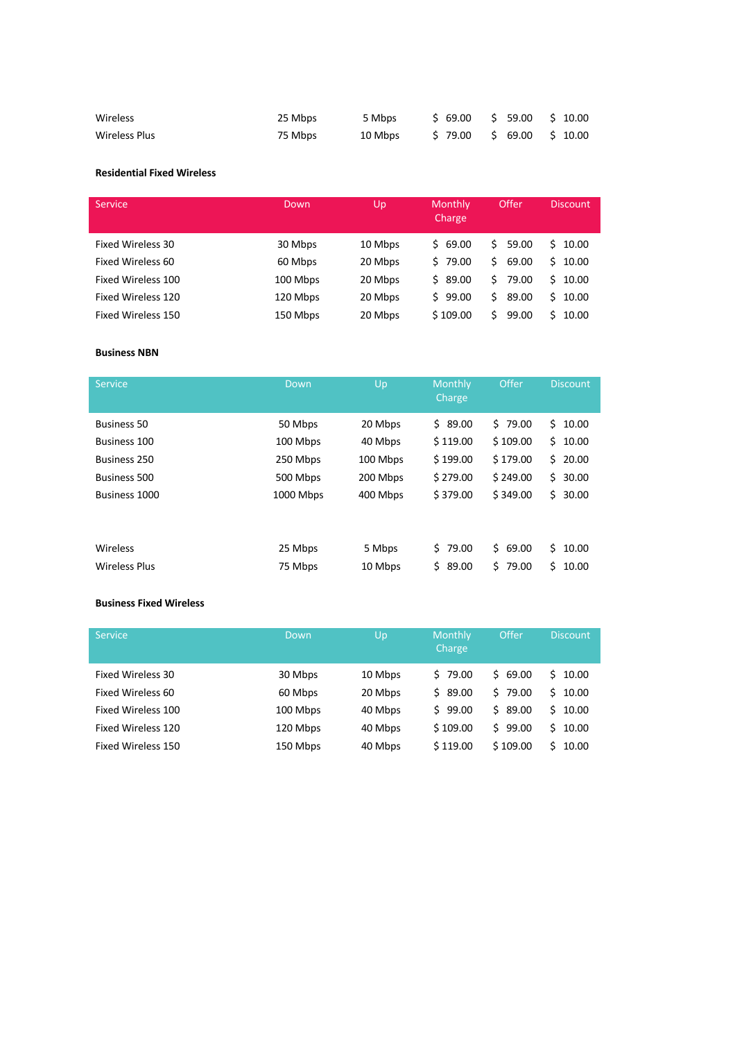| | | | | | |
|---|---|---|---|---|---|
| Wireless | 25 Mbps | 5 Mbps | $ 69.00 | $ 59.00 | $ 10.00 |
| Wireless Plus | 75 Mbps | 10 Mbps | $ 79.00 | $ 69.00 | $ 10.00 |

**Residential Fixed Wireless**

| Service | Down | Up | Monthly Charge | Offer | Discount |
|---|---|---|---|---|---|
| Fixed Wireless 30 | 30 Mbps | 10 Mbps | $ 69.00 | $ 59.00 | $ 10.00 |
| Fixed Wireless 60 | 60 Mbps | 20 Mbps | $ 79.00 | $ 69.00 | $ 10.00 |
| Fixed Wireless 100 | 100 Mbps | 20 Mbps | $ 89.00 | $ 79.00 | $ 10.00 |
| Fixed Wireless 120 | 120 Mbps | 20 Mbps | $ 99.00 | $ 89.00 | $ 10.00 |
| Fixed Wireless 150 | 150 Mbps | 20 Mbps | $ 109.00 | $ 99.00 | $ 10.00 |

**Business NBN**

| Service | Down | Up | Monthly Charge | Offer | Discount |
|---|---|---|---|---|---|
| Business 50 | 50 Mbps | 20 Mbps | $ 89.00 | $ 79.00 | $ 10.00 |
| Business 100 | 100 Mbps | 40 Mbps | $ 119.00 | $ 109.00 | $ 10.00 |
| Business 250 | 250 Mbps | 100 Mbps | $ 199.00 | $ 179.00 | $ 20.00 |
| Business 500 | 500 Mbps | 200 Mbps | $ 279.00 | $ 249.00 | $ 30.00 |
| Business 1000 | 1000 Mbps | 400 Mbps | $ 379.00 | $ 349.00 | $ 30.00 |
| | | | | | |
| Wireless | 25 Mbps | 5 Mbps | $ 79.00 | $ 69.00 | $ 10.00 |
| Wireless Plus | 75 Mbps | 10 Mbps | $ 89.00 | $ 79.00 | $ 10.00 |

**Business Fixed Wireless**

| Service | Down | Up | Monthly Charge | Offer | Discount |
|---|---|---|---|---|---|
| Fixed Wireless 30 | 30 Mbps | 10 Mbps | $ 79.00 | $ 69.00 | $ 10.00 |
| Fixed Wireless 60 | 60 Mbps | 20 Mbps | $ 89.00 | $ 79.00 | $ 10.00 |
| Fixed Wireless 100 | 100 Mbps | 40 Mbps | $ 99.00 | $ 89.00 | $ 10.00 |
| Fixed Wireless 120 | 120 Mbps | 40 Mbps | $ 109.00 | $ 99.00 | $ 10.00 |
| Fixed Wireless 150 | 150 Mbps | 40 Mbps | $ 119.00 | $ 109.00 | $ 10.00 |